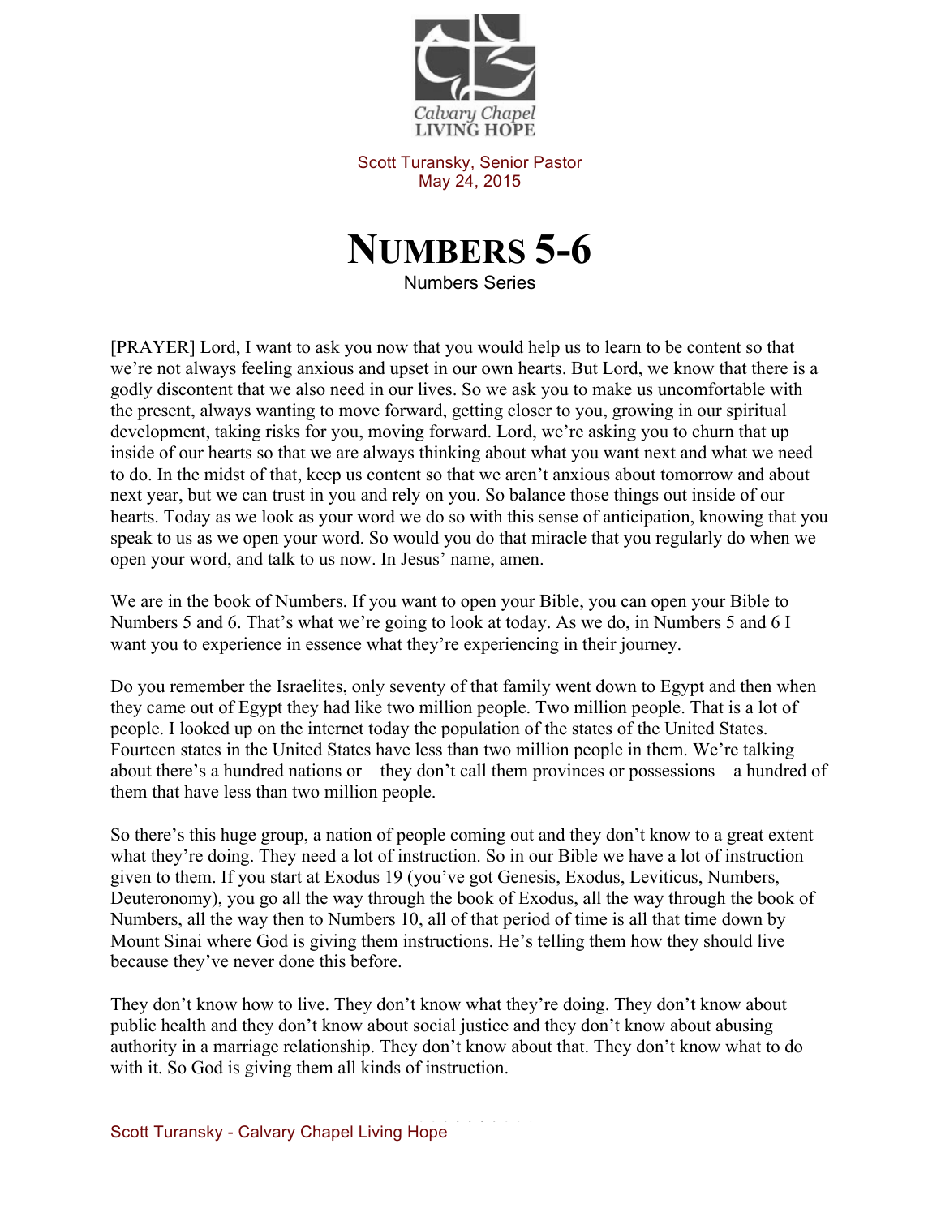Calvary Chapel
LIVING HOPE

Scott Turansky, Senior Pastor
May 24, 2015

# NUMBERS 5-6

Numbers Series

[PRAYER] Lord, I want to ask you now that you would help us to learn to be content so that we're not always feeling anxious and upset in our own hearts. But Lord, we know that there is a godly discontent that we also need in our lives. So we ask you to make us uncomfortable with the present, always wanting to move forward, getting closer to you, growing in our spiritual development, taking risks for you, moving forward. Lord, we're asking you to churn that up inside of our hearts so that we are always thinking about what you want next and what we need to do. In the midst of that, keep us content so that we aren't anxious about tomorrow and about next year, but we can trust in you and rely on you. So balance those things out inside of our hearts. Today as we look as your word we do so with this sense of anticipation, knowing that you speak to us as we open your word. So would you do that miracle that you regularly do when we open your word, and talk to us now. In Jesus' name, amen.

We are in the book of Numbers. If you want to open your Bible, you can open your Bible to Numbers 5 and 6. That's what we're going to look at today. As we do, in Numbers 5 and 6 I want you to experience in essence what they're experiencing in their journey.

Do you remember the Israelites, only seventy of that family went down to Egypt and then when they came out of Egypt they had like two million people. Two million people. That is a lot of people. I looked up on the internet today the population of the states of the United States. Fourteen states in the United States have less than two million people in them. We're talking about there's a hundred nations or – they don't call them provinces or possessions – a hundred of them that have less than two million people.

So there's this huge group, a nation of people coming out and they don't know to a great extent what they're doing. They need a lot of instruction. So in our Bible we have a lot of instruction given to them. If you start at Exodus 19 (you've got Genesis, Exodus, Leviticus, Numbers, Deuteronomy), you go all the way through the book of Exodus, all the way through the book of Numbers, all the way then to Numbers 10, all of that period of time is all that time down by Mount Sinai where God is giving them instructions. He's telling them how they should live because they've never done this before.

They don't know how to live. They don't know what they're doing. They don't know about public health and they don't know about social justice and they don't know about abusing authority in a marriage relationship. They don't know about that. They don't know what to do with it. So God is giving them all kinds of instruction.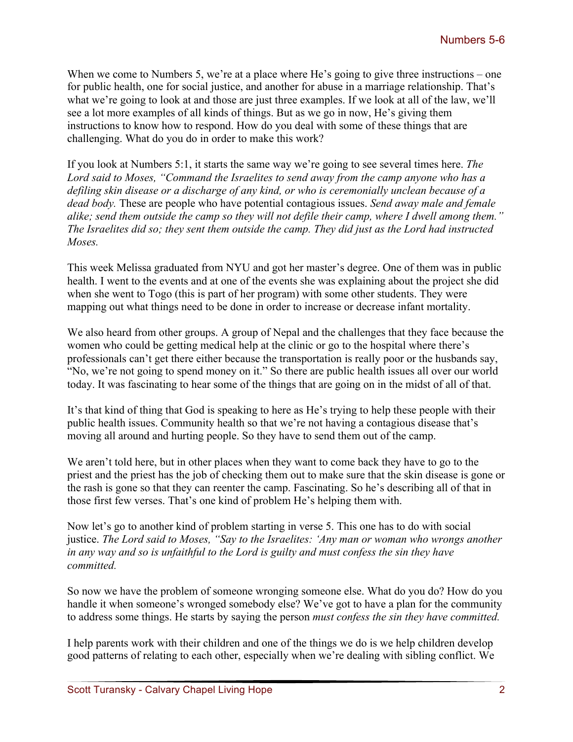When we come to Numbers 5, we're at a place where He's going to give three instructions – one for public health, one for social justice, and another for abuse in a marriage relationship. That's what we're going to look at and those are just three examples. If we look at all of the law, we'll see a lot more examples of all kinds of things. But as we go in now, He's giving them instructions to know how to respond. How do you deal with some of these things that are challenging. What do you do in order to make this work?

If you look at Numbers 5:1, it starts the same way we're going to see several times here. *The Lord said to Moses, "Command the Israelites to send away from the camp anyone who has a defiling skin disease or a discharge of any kind, or who is ceremonially unclean because of a dead body.* These are people who have potential contagious issues. *Send away male and female alike; send them outside the camp so they will not defile their camp, where I dwell among them." The Israelites did so; they sent them outside the camp. They did just as the Lord had instructed Moses.*

This week Melissa graduated from NYU and got her master's degree. One of them was in public health. I went to the events and at one of the events she was explaining about the project she did when she went to Togo (this is part of her program) with some other students. They were mapping out what things need to be done in order to increase or decrease infant mortality.

We also heard from other groups. A group of Nepal and the challenges that they face because the women who could be getting medical help at the clinic or go to the hospital where there's professionals can't get there either because the transportation is really poor or the husbands say, "No, we're not going to spend money on it." So there are public health issues all over our world today. It was fascinating to hear some of the things that are going on in the midst of all of that.

It's that kind of thing that God is speaking to here as He's trying to help these people with their public health issues. Community health so that we're not having a contagious disease that's moving all around and hurting people. So they have to send them out of the camp.

We aren't told here, but in other places when they want to come back they have to go to the priest and the priest has the job of checking them out to make sure that the skin disease is gone or the rash is gone so that they can reenter the camp. Fascinating. So he's describing all of that in those first few verses. That's one kind of problem He's helping them with.

Now let's go to another kind of problem starting in verse 5. This one has to do with social justice. *The Lord said to Moses, "Say to the Israelites: 'Any man or woman who wrongs another in any way and so is unfaithful to the Lord is guilty and must confess the sin they have committed.*

So now we have the problem of someone wronging someone else. What do you do? How do you handle it when someone's wronged somebody else? We've got to have a plan for the community to address some things. He starts by saying the person *must confess the sin they have committed.*

I help parents work with their children and one of the things we do is we help children develop good patterns of relating to each other, especially when we're dealing with sibling conflict. We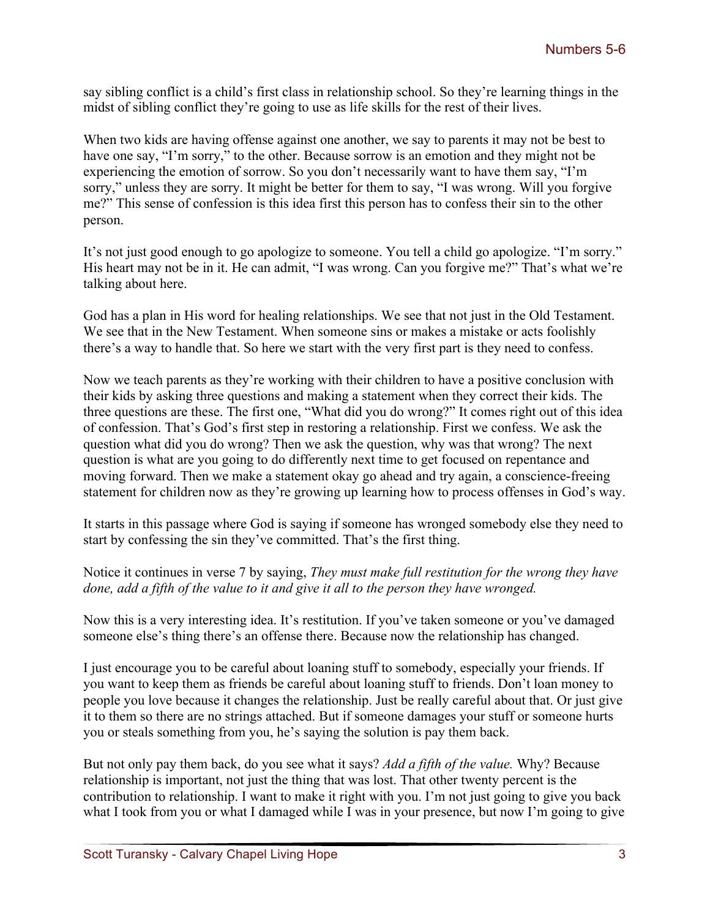say sibling conflict is a child's first class in relationship school. So they're learning things in the midst of sibling conflict they're going to use as life skills for the rest of their lives.

When two kids are having offense against one another, we say to parents it may not be best to have one say, "I'm sorry," to the other. Because sorrow is an emotion and they might not be experiencing the emotion of sorrow. So you don't necessarily want to have them say, "I'm sorry," unless they are sorry. It might be better for them to say, "I was wrong. Will you forgive me?" This sense of confession is this idea first this person has to confess their sin to the other person.

It's not just good enough to go apologize to someone. You tell a child go apologize. "I'm sorry." His heart may not be in it. He can admit, "I was wrong. Can you forgive me?" That's what we're talking about here.

God has a plan in His word for healing relationships. We see that not just in the Old Testament. We see that in the New Testament. When someone sins or makes a mistake or acts foolishly there's a way to handle that. So here we start with the very first part is they need to confess.

Now we teach parents as they're working with their children to have a positive conclusion with their kids by asking three questions and making a statement when they correct their kids. The three questions are these. The first one, "What did you do wrong?" It comes right out of this idea of confession. That's God's first step in restoring a relationship. First we confess. We ask the question what did you do wrong? Then we ask the question, why was that wrong? The next question is what are you going to do differently next time to get focused on repentance and moving forward. Then we make a statement okay go ahead and try again, a conscience-freeing statement for children now as they're growing up learning how to process offenses in God's way.

It starts in this passage where God is saying if someone has wronged somebody else they need to start by confessing the sin they've committed. That's the first thing.

Notice it continues in verse 7 by saying, *They must make full restitution for the wrong they have done, add a fifth of the value to it and give it all to the person they have wronged.*

Now this is a very interesting idea. It's restitution. If you've taken someone or you've damaged someone else's thing there's an offense there. Because now the relationship has changed.

I just encourage you to be careful about loaning stuff to somebody, especially your friends. If you want to keep them as friends be careful about loaning stuff to friends. Don't loan money to people you love because it changes the relationship. Just be really careful about that. Or just give it to them so there are no strings attached. But if someone damages your stuff or someone hurts you or steals something from you, he's saying the solution is pay them back.

But not only pay them back, do you see what it says? *Add a fifth of the value.* Why? Because relationship is important, not just the thing that was lost. That other twenty percent is the contribution to relationship. I want to make it right with you. I'm not just going to give you back what I took from you or what I damaged while I was in your presence, but now I'm going to give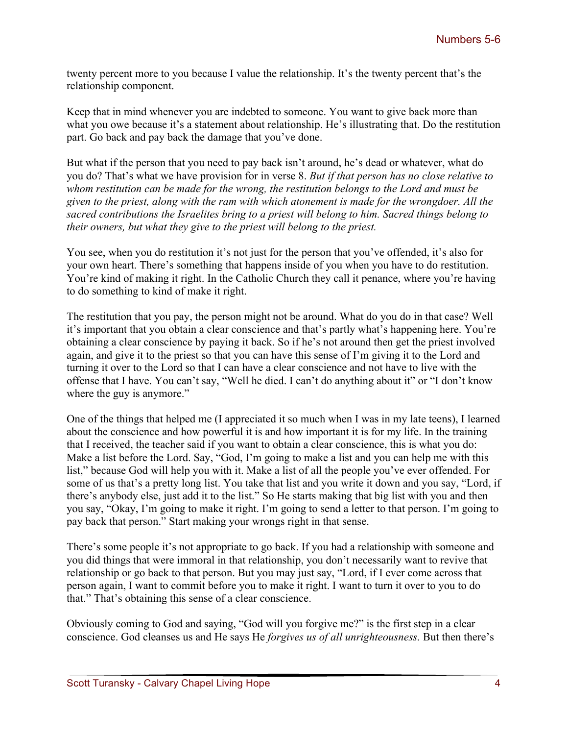twenty percent more to you because I value the relationship. It's the twenty percent that's the relationship component.

Keep that in mind whenever you are indebted to someone. You want to give back more than what you owe because it's a statement about relationship. He's illustrating that. Do the restitution part. Go back and pay back the damage that you've done.

But what if the person that you need to pay back isn't around, he's dead or whatever, what do you do? That's what we have provision for in verse 8. *But if that person has no close relative to whom restitution can be made for the wrong, the restitution belongs to the Lord and must be given to the priest, along with the ram with which atonement is made for the wrongdoer. All the sacred contributions the Israelites bring to a priest will belong to him. Sacred things belong to their owners, but what they give to the priest will belong to the priest.*

You see, when you do restitution it's not just for the person that you've offended, it's also for your own heart. There's something that happens inside of you when you have to do restitution. You're kind of making it right. In the Catholic Church they call it penance, where you're having to do something to kind of make it right.

The restitution that you pay, the person might not be around. What do you do in that case? Well it's important that you obtain a clear conscience and that's partly what's happening here. You're obtaining a clear conscience by paying it back. So if he's not around then get the priest involved again, and give it to the priest so that you can have this sense of I'm giving it to the Lord and turning it over to the Lord so that I can have a clear conscience and not have to live with the offense that I have. You can't say, "Well he died. I can't do anything about it" or "I don't know where the guy is anymore."

One of the things that helped me (I appreciated it so much when I was in my late teens), I learned about the conscience and how powerful it is and how important it is for my life. In the training that I received, the teacher said if you want to obtain a clear conscience, this is what you do: Make a list before the Lord. Say, "God, I'm going to make a list and you can help me with this list," because God will help you with it. Make a list of all the people you've ever offended. For some of us that's a pretty long list. You take that list and you write it down and you say, "Lord, if there's anybody else, just add it to the list." So He starts making that big list with you and then you say, "Okay, I'm going to make it right. I'm going to send a letter to that person. I'm going to pay back that person." Start making your wrongs right in that sense.

There's some people it's not appropriate to go back. If you had a relationship with someone and you did things that were immoral in that relationship, you don't necessarily want to revive that relationship or go back to that person. But you may just say, "Lord, if I ever come across that person again, I want to commit before you to make it right. I want to turn it over to you to do that." That's obtaining this sense of a clear conscience.

Obviously coming to God and saying, "God will you forgive me?" is the first step in a clear conscience. God cleanses us and He says He *forgives us of all unrighteousness.* But then there's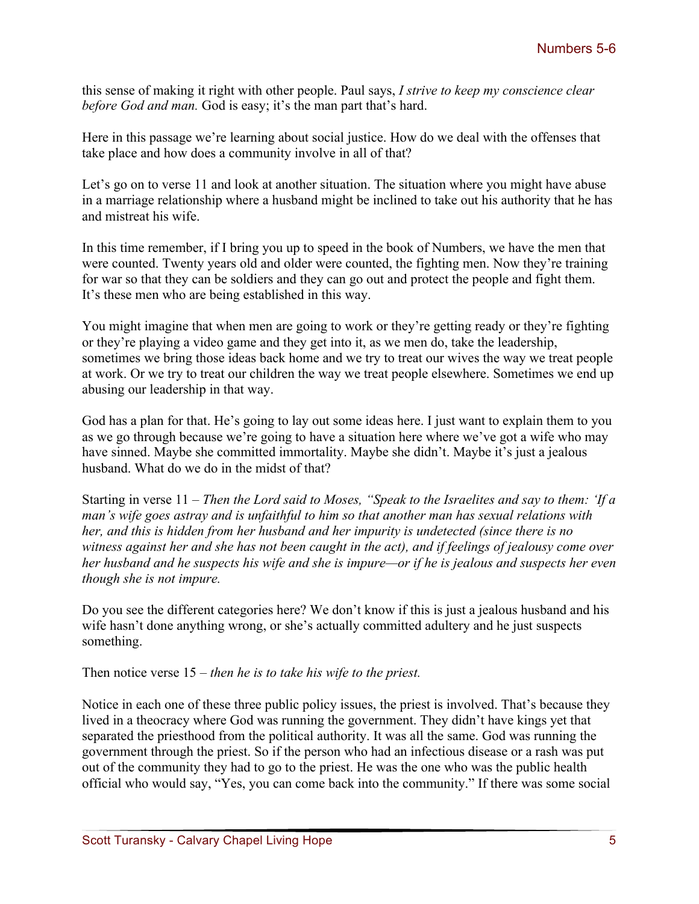this sense of making it right with other people. Paul says, *I strive to keep my conscience clear before God and man.* God is easy; it's the man part that's hard.

Here in this passage we're learning about social justice. How do we deal with the offenses that take place and how does a community involve in all of that?

Let's go on to verse 11 and look at another situation. The situation where you might have abuse in a marriage relationship where a husband might be inclined to take out his authority that he has and mistreat his wife.

In this time remember, if I bring you up to speed in the book of Numbers, we have the men that were counted. Twenty years old and older were counted, the fighting men. Now they're training for war so that they can be soldiers and they can go out and protect the people and fight them. It's these men who are being established in this way.

You might imagine that when men are going to work or they're getting ready or they're fighting or they're playing a video game and they get into it, as we men do, take the leadership, sometimes we bring those ideas back home and we try to treat our wives the way we treat people at work. Or we try to treat our children the way we treat people elsewhere. Sometimes we end up abusing our leadership in that way.

God has a plan for that. He's going to lay out some ideas here. I just want to explain them to you as we go through because we're going to have a situation here where we've got a wife who may have sinned. Maybe she committed immortality. Maybe she didn't. Maybe it's just a jealous husband. What do we do in the midst of that?

Starting in verse 11 – *Then the Lord said to Moses, "Speak to the Israelites and say to them: 'If a man's wife goes astray and is unfaithful to him so that another man has sexual relations with her, and this is hidden from her husband and her impurity is undetected (since there is no witness against her and she has not been caught in the act), and if feelings of jealousy come over her husband and he suspects his wife and she is impure—or if he is jealous and suspects her even though she is not impure.*

Do you see the different categories here? We don't know if this is just a jealous husband and his wife hasn't done anything wrong, or she's actually committed adultery and he just suspects something.

Then notice verse 15 – *then he is to take his wife to the priest.*

Notice in each one of these three public policy issues, the priest is involved. That's because they lived in a theocracy where God was running the government. They didn't have kings yet that separated the priesthood from the political authority. It was all the same. God was running the government through the priest. So if the person who had an infectious disease or a rash was put out of the community they had to go to the priest. He was the one who was the public health official who would say, "Yes, you can come back into the community." If there was some social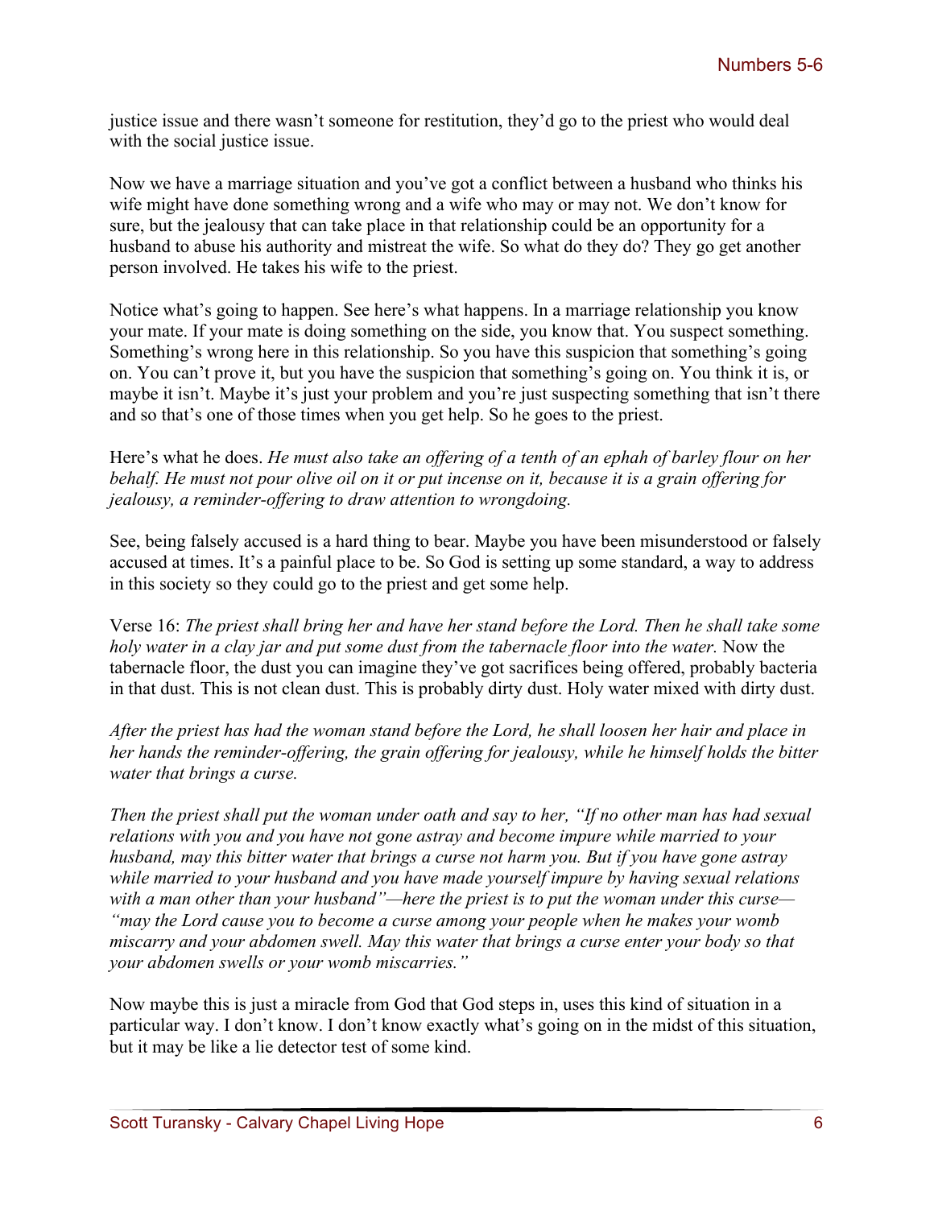justice issue and there wasn't someone for restitution, they'd go to the priest who would deal with the social justice issue.

Now we have a marriage situation and you've got a conflict between a husband who thinks his wife might have done something wrong and a wife who may or may not. We don't know for sure, but the jealousy that can take place in that relationship could be an opportunity for a husband to abuse his authority and mistreat the wife. So what do they do? They go get another person involved. He takes his wife to the priest.

Notice what's going to happen. See here's what happens. In a marriage relationship you know your mate. If your mate is doing something on the side, you know that. You suspect something. Something's wrong here in this relationship. So you have this suspicion that something's going on. You can't prove it, but you have the suspicion that something's going on. You think it is, or maybe it isn't. Maybe it's just your problem and you're just suspecting something that isn't there and so that's one of those times when you get help. So he goes to the priest.

Here's what he does. *He must also take an offering of a tenth of an ephah of barley flour on her behalf. He must not pour olive oil on it or put incense on it, because it is a grain offering for jealousy, a reminder-offering to draw attention to wrongdoing.*

See, being falsely accused is a hard thing to bear. Maybe you have been misunderstood or falsely accused at times. It's a painful place to be. So God is setting up some standard, a way to address in this society so they could go to the priest and get some help.

Verse 16: *The priest shall bring her and have her stand before the Lord. Then he shall take some holy water in a clay jar and put some dust from the tabernacle floor into the water.* Now the tabernacle floor, the dust you can imagine they've got sacrifices being offered, probably bacteria in that dust. This is not clean dust. This is probably dirty dust. Holy water mixed with dirty dust.

*After the priest has had the woman stand before the Lord, he shall loosen her hair and place in her hands the reminder-offering, the grain offering for jealousy, while he himself holds the bitter water that brings a curse.*

*Then the priest shall put the woman under oath and say to her, "If no other man has had sexual relations with you and you have not gone astray and become impure while married to your husband, may this bitter water that brings a curse not harm you. But if you have gone astray while married to your husband and you have made yourself impure by having sexual relations with a man other than your husband"—here the priest is to put the woman under this curse—"may the Lord cause you to become a curse among your people when he makes your womb miscarry and your abdomen swell. May this water that brings a curse enter your body so that your abdomen swells or your womb miscarries."*

Now maybe this is just a miracle from God that God steps in, uses this kind of situation in a particular way. I don't know. I don't know exactly what's going on in the midst of this situation, but it may be like a lie detector test of some kind.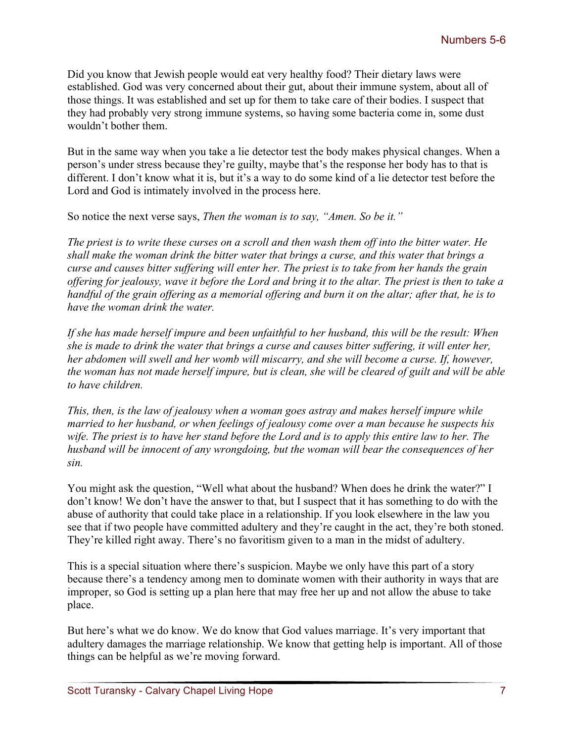Did you know that Jewish people would eat very healthy food? Their dietary laws were established. God was very concerned about their gut, about their immune system, about all of those things. It was established and set up for them to take care of their bodies. I suspect that they had probably very strong immune systems, so having some bacteria come in, some dust wouldn't bother them.

But in the same way when you take a lie detector test the body makes physical changes. When a person's under stress because they're guilty, maybe that's the response her body has to that is different. I don't know what it is, but it's a way to do some kind of a lie detector test before the Lord and God is intimately involved in the process here.

So notice the next verse says, *Then the woman is to say, "Amen. So be it."*

*The priest is to write these curses on a scroll and then wash them off into the bitter water. He shall make the woman drink the bitter water that brings a curse, and this water that brings a curse and causes bitter suffering will enter her. The priest is to take from her hands the grain offering for jealousy, wave it before the Lord and bring it to the altar. The priest is then to take a handful of the grain offering as a memorial offering and burn it on the altar; after that, he is to have the woman drink the water.*

*If she has made herself impure and been unfaithful to her husband, this will be the result: When she is made to drink the water that brings a curse and causes bitter suffering, it will enter her, her abdomen will swell and her womb will miscarry, and she will become a curse. If, however, the woman has not made herself impure, but is clean, she will be cleared of guilt and will be able to have children.*

*This, then, is the law of jealousy when a woman goes astray and makes herself impure while married to her husband, or when feelings of jealousy come over a man because he suspects his wife. The priest is to have her stand before the Lord and is to apply this entire law to her. The husband will be innocent of any wrongdoing, but the woman will bear the consequences of her sin.*

You might ask the question, "Well what about the husband? When does he drink the water?" I don't know! We don't have the answer to that, but I suspect that it has something to do with the abuse of authority that could take place in a relationship. If you look elsewhere in the law you see that if two people have committed adultery and they're caught in the act, they're both stoned. They're killed right away. There's no favoritism given to a man in the midst of adultery.

This is a special situation where there's suspicion. Maybe we only have this part of a story because there's a tendency among men to dominate women with their authority in ways that are improper, so God is setting up a plan here that may free her up and not allow the abuse to take place.

But here's what we do know. We do know that God values marriage. It's very important that adultery damages the marriage relationship. We know that getting help is important. All of those things can be helpful as we're moving forward.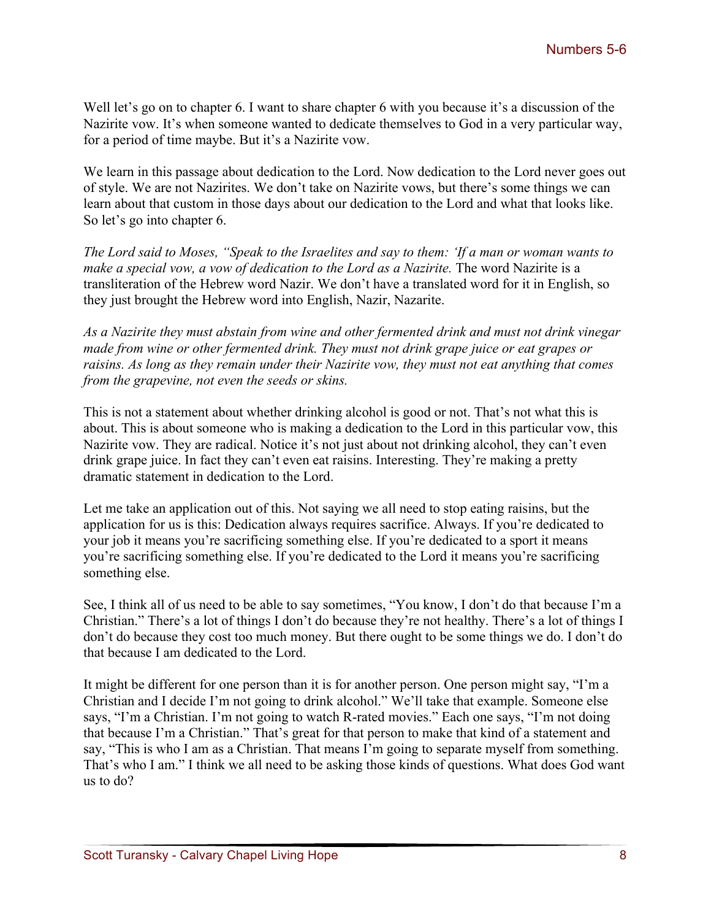Well let's go on to chapter 6. I want to share chapter 6 with you because it's a discussion of the Nazirite vow. It's when someone wanted to dedicate themselves to God in a very particular way, for a period of time maybe. But it's a Nazirite vow.

We learn in this passage about dedication to the Lord. Now dedication to the Lord never goes out of style. We are not Nazirites. We don't take on Nazirite vows, but there's some things we can learn about that custom in those days about our dedication to the Lord and what that looks like. So let's go into chapter 6.

*The Lord said to Moses, "Speak to the Israelites and say to them: 'If a man or woman wants to make a special vow, a vow of dedication to the Lord as a Nazirite.* The word Nazirite is a transliteration of the Hebrew word Nazir. We don't have a translated word for it in English, so they just brought the Hebrew word into English, Nazir, Nazarite.

*As a Nazirite they must abstain from wine and other fermented drink and must not drink vinegar made from wine or other fermented drink. They must not drink grape juice or eat grapes or raisins. As long as they remain under their Nazirite vow, they must not eat anything that comes from the grapevine, not even the seeds or skins.*

This is not a statement about whether drinking alcohol is good or not. That's not what this is about. This is about someone who is making a dedication to the Lord in this particular vow, this Nazirite vow. They are radical. Notice it's not just about not drinking alcohol, they can't even drink grape juice. In fact they can't even eat raisins. Interesting. They're making a pretty dramatic statement in dedication to the Lord.

Let me take an application out of this. Not saying we all need to stop eating raisins, but the application for us is this: Dedication always requires sacrifice. Always. If you're dedicated to your job it means you're sacrificing something else. If you're dedicated to a sport it means you're sacrificing something else. If you're dedicated to the Lord it means you're sacrificing something else.

See, I think all of us need to be able to say sometimes, "You know, I don't do that because I'm a Christian." There's a lot of things I don't do because they're not healthy. There's a lot of things I don't do because they cost too much money. But there ought to be some things we do. I don't do that because I am dedicated to the Lord.

It might be different for one person than it is for another person. One person might say, "I'm a Christian and I decide I'm not going to drink alcohol." We'll take that example. Someone else says, "I'm a Christian. I'm not going to watch R-rated movies." Each one says, "I'm not doing that because I'm a Christian." That's great for that person to make that kind of a statement and say, "This is who I am as a Christian. That means I'm going to separate myself from something. That's who I am." I think we all need to be asking those kinds of questions. What does God want us to do?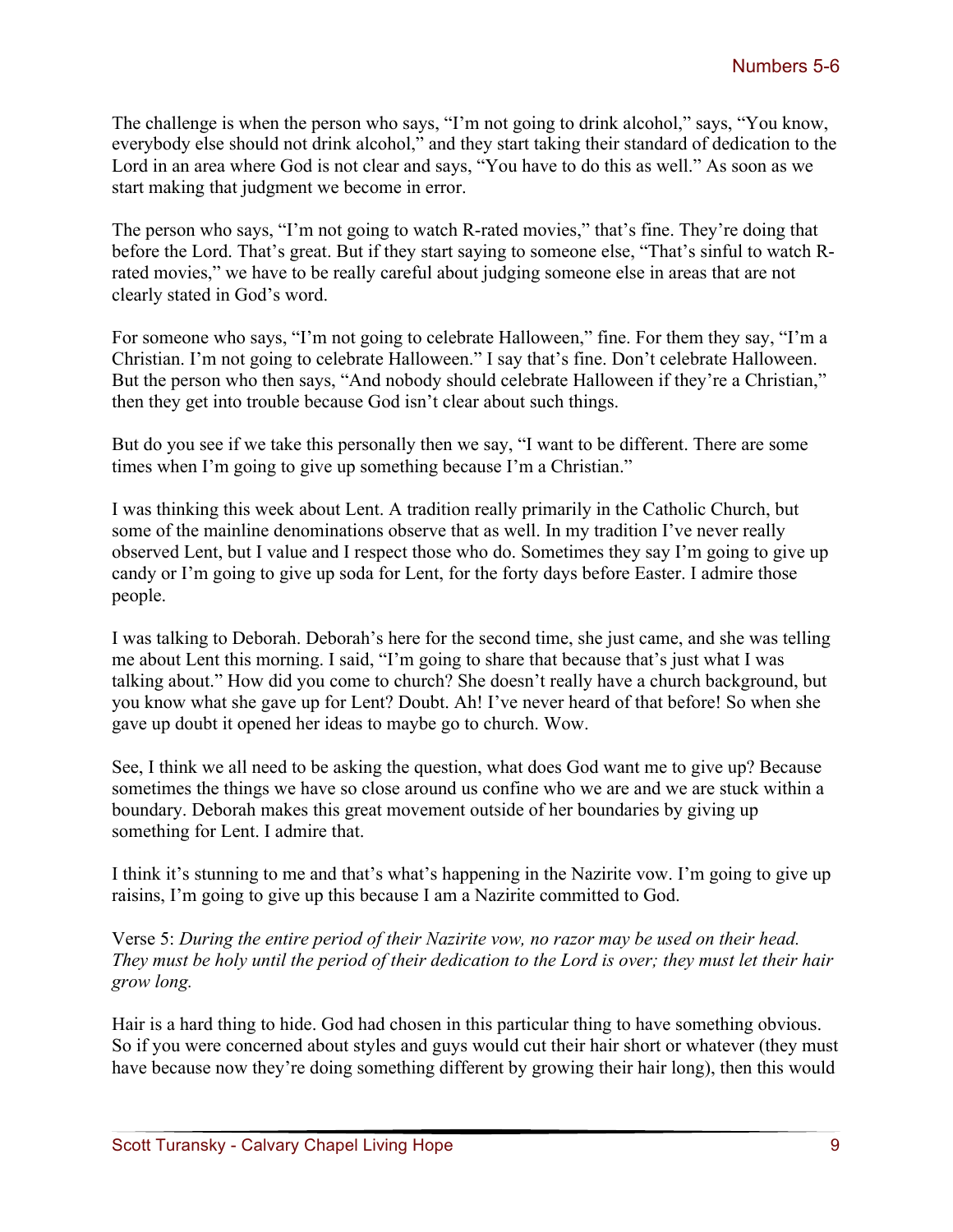The challenge is when the person who says, "I'm not going to drink alcohol," says, "You know, everybody else should not drink alcohol," and they start taking their standard of dedication to the Lord in an area where God is not clear and says, "You have to do this as well." As soon as we start making that judgment we become in error.

The person who says, "I'm not going to watch R-rated movies," that's fine. They're doing that before the Lord. That's great. But if they start saying to someone else, "That's sinful to watch R-rated movies," we have to be really careful about judging someone else in areas that are not clearly stated in God's word.

For someone who says, "I'm not going to celebrate Halloween," fine. For them they say, "I'm a Christian. I'm not going to celebrate Halloween." I say that's fine. Don't celebrate Halloween. But the person who then says, "And nobody should celebrate Halloween if they're a Christian," then they get into trouble because God isn't clear about such things.

But do you see if we take this personally then we say, "I want to be different. There are some times when I'm going to give up something because I'm a Christian."

I was thinking this week about Lent. A tradition really primarily in the Catholic Church, but some of the mainline denominations observe that as well. In my tradition I've never really observed Lent, but I value and I respect those who do. Sometimes they say I'm going to give up candy or I'm going to give up soda for Lent, for the forty days before Easter. I admire those people.

I was talking to Deborah. Deborah's here for the second time, she just came, and she was telling me about Lent this morning. I said, "I'm going to share that because that's just what I was talking about." How did you come to church? She doesn't really have a church background, but you know what she gave up for Lent? Doubt. Ah! I've never heard of that before! So when she gave up doubt it opened her ideas to maybe go to church. Wow.

See, I think we all need to be asking the question, what does God want me to give up? Because sometimes the things we have so close around us confine who we are and we are stuck within a boundary. Deborah makes this great movement outside of her boundaries by giving up something for Lent. I admire that.

I think it's stunning to me and that's what's happening in the Nazirite vow. I'm going to give up raisins, I'm going to give up this because I am a Nazirite committed to God.

Verse 5: *During the entire period of their Nazirite vow, no razor may be used on their head. They must be holy until the period of their dedication to the Lord is over; they must let their hair grow long.*

Hair is a hard thing to hide. God had chosen in this particular thing to have something obvious. So if you were concerned about styles and guys would cut their hair short or whatever (they must have because now they're doing something different by growing their hair long), then this would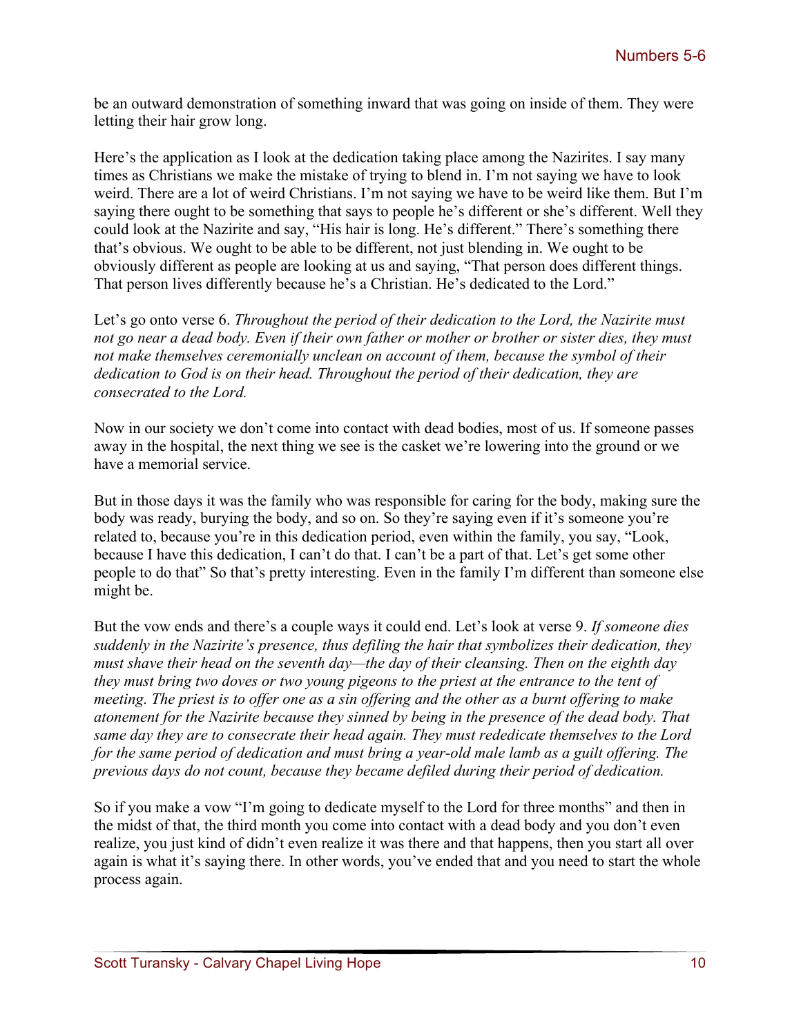be an outward demonstration of something inward that was going on inside of them. They were letting their hair grow long.

Here's the application as I look at the dedication taking place among the Nazirites. I say many times as Christians we make the mistake of trying to blend in. I'm not saying we have to look weird. There are a lot of weird Christians. I'm not saying we have to be weird like them. But I'm saying there ought to be something that says to people he's different or she's different. Well they could look at the Nazirite and say, "His hair is long. He's different." There's something there that's obvious. We ought to be able to be different, not just blending in. We ought to be obviously different as people are looking at us and saying, "That person does different things. That person lives differently because he's a Christian. He's dedicated to the Lord."

Let's go onto verse 6. *Throughout the period of their dedication to the Lord, the Nazirite must not go near a dead body. Even if their own father or mother or brother or sister dies, they must not make themselves ceremonially unclean on account of them, because the symbol of their dedication to God is on their head. Throughout the period of their dedication, they are consecrated to the Lord.*

Now in our society we don't come into contact with dead bodies, most of us. If someone passes away in the hospital, the next thing we see is the casket we're lowering into the ground or we have a memorial service.

But in those days it was the family who was responsible for caring for the body, making sure the body was ready, burying the body, and so on. So they're saying even if it's someone you're related to, because you're in this dedication period, even within the family, you say, "Look, because I have this dedication, I can't do that. I can't be a part of that. Let's get some other people to do that" So that's pretty interesting. Even in the family I'm different than someone else might be.

But the vow ends and there's a couple ways it could end. Let's look at verse 9. *If someone dies suddenly in the Nazirite's presence, thus defiling the hair that symbolizes their dedication, they must shave their head on the seventh day—the day of their cleansing. Then on the eighth day they must bring two doves or two young pigeons to the priest at the entrance to the tent of meeting. The priest is to offer one as a sin offering and the other as a burnt offering to make atonement for the Nazirite because they sinned by being in the presence of the dead body. That same day they are to consecrate their head again. They must rededicate themselves to the Lord for the same period of dedication and must bring a year-old male lamb as a guilt offering. The previous days do not count, because they became defiled during their period of dedication.*

So if you make a vow "I'm going to dedicate myself to the Lord for three months" and then in the midst of that, the third month you come into contact with a dead body and you don't even realize, you just kind of didn't even realize it was there and that happens, then you start all over again is what it's saying there. In other words, you've ended that and you need to start the whole process again.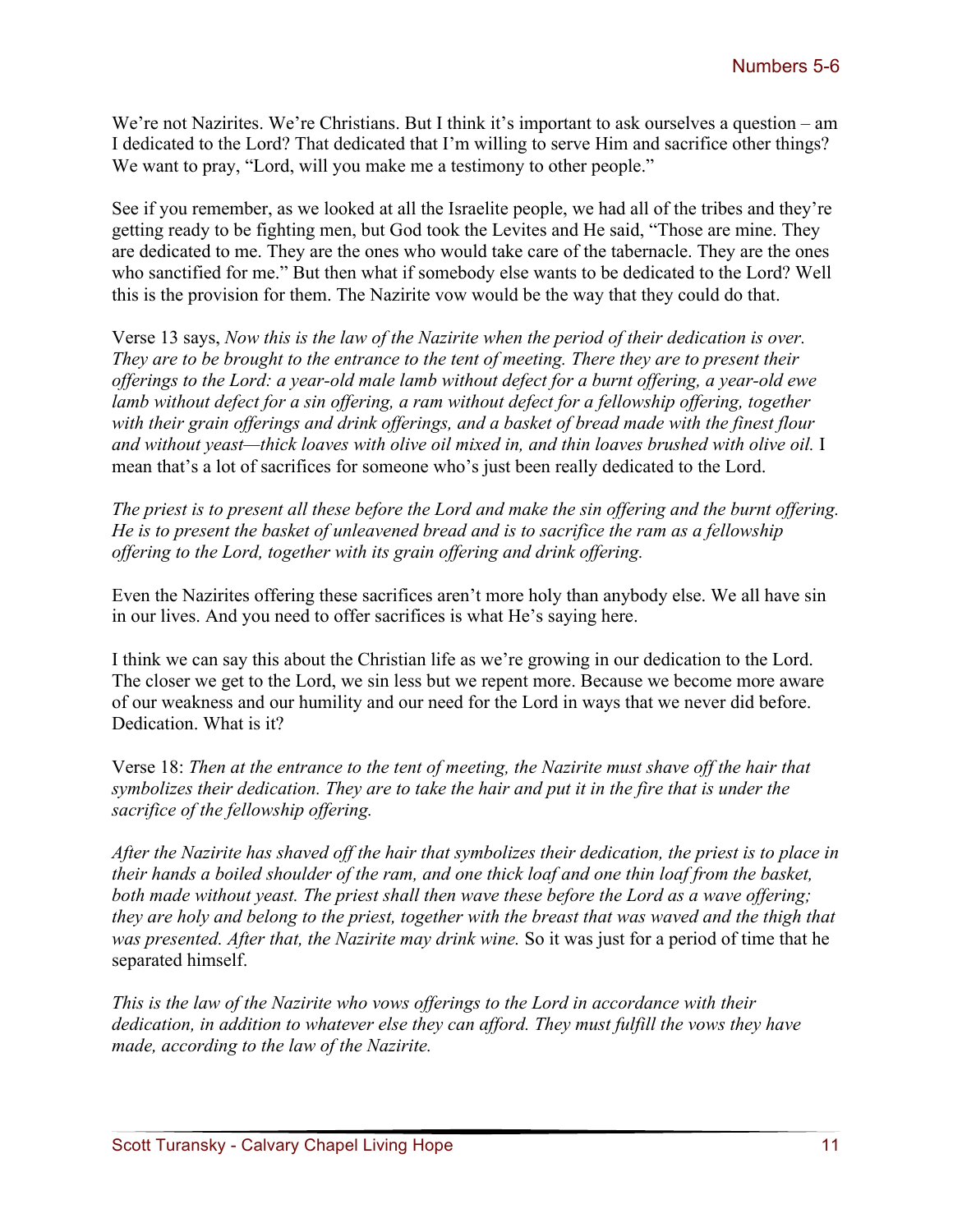We're not Nazirites. We're Christians. But I think it's important to ask ourselves a question – am I dedicated to the Lord? That dedicated that I'm willing to serve Him and sacrifice other things? We want to pray, "Lord, will you make me a testimony to other people."

See if you remember, as we looked at all the Israelite people, we had all of the tribes and they're getting ready to be fighting men, but God took the Levites and He said, "Those are mine. They are dedicated to me. They are the ones who would take care of the tabernacle. They are the ones who sanctified for me." But then what if somebody else wants to be dedicated to the Lord? Well this is the provision for them. The Nazirite vow would be the way that they could do that.

Verse 13 says, *Now this is the law of the Nazirite when the period of their dedication is over. They are to be brought to the entrance to the tent of meeting. There they are to present their offerings to the Lord: a year-old male lamb without defect for a burnt offering, a year-old ewe lamb without defect for a sin offering, a ram without defect for a fellowship offering, together with their grain offerings and drink offerings, and a basket of bread made with the finest flour and without yeast—thick loaves with olive oil mixed in, and thin loaves brushed with olive oil.* I mean that's a lot of sacrifices for someone who's just been really dedicated to the Lord.

*The priest is to present all these before the Lord and make the sin offering and the burnt offering. He is to present the basket of unleavened bread and is to sacrifice the ram as a fellowship offering to the Lord, together with its grain offering and drink offering.*

Even the Nazirites offering these sacrifices aren't more holy than anybody else. We all have sin in our lives. And you need to offer sacrifices is what He's saying here.

I think we can say this about the Christian life as we're growing in our dedication to the Lord. The closer we get to the Lord, we sin less but we repent more. Because we become more aware of our weakness and our humility and our need for the Lord in ways that we never did before. Dedication. What is it?

Verse 18: *Then at the entrance to the tent of meeting, the Nazirite must shave off the hair that symbolizes their dedication. They are to take the hair and put it in the fire that is under the sacrifice of the fellowship offering.*

*After the Nazirite has shaved off the hair that symbolizes their dedication, the priest is to place in their hands a boiled shoulder of the ram, and one thick loaf and one thin loaf from the basket, both made without yeast. The priest shall then wave these before the Lord as a wave offering; they are holy and belong to the priest, together with the breast that was waved and the thigh that was presented. After that, the Nazirite may drink wine.* So it was just for a period of time that he separated himself.

*This is the law of the Nazirite who vows offerings to the Lord in accordance with their dedication, in addition to whatever else they can afford. They must fulfill the vows they have made, according to the law of the Nazirite.*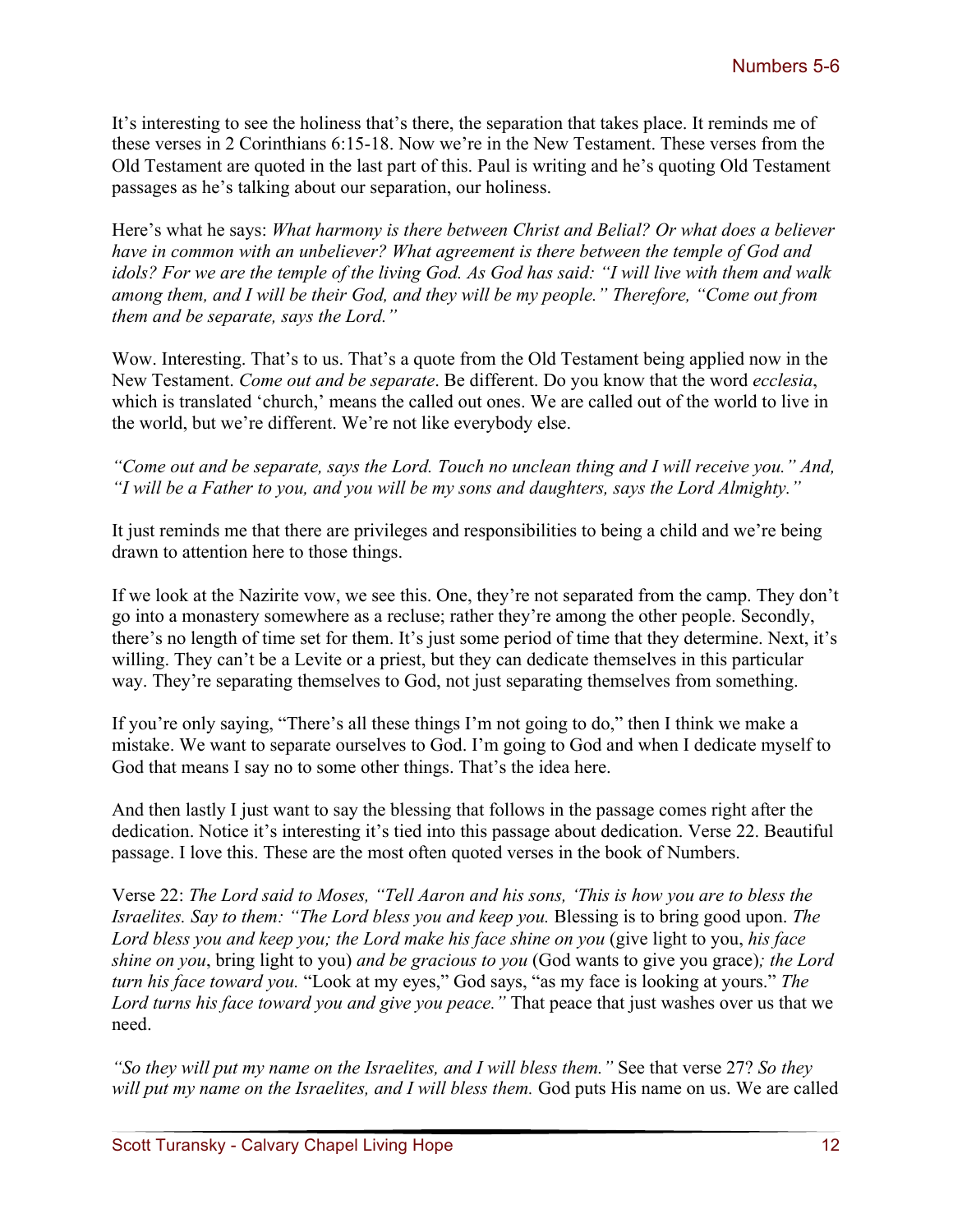It's interesting to see the holiness that's there, the separation that takes place. It reminds me of these verses in 2 Corinthians 6:15-18. Now we're in the New Testament. These verses from the Old Testament are quoted in the last part of this. Paul is writing and he's quoting Old Testament passages as he's talking about our separation, our holiness.

Here's what he says: *What harmony is there between Christ and Belial? Or what does a believer have in common with an unbeliever? What agreement is there between the temple of God and idols? For we are the temple of the living God. As God has said: "I will live with them and walk among them, and I will be their God, and they will be my people." Therefore, "Come out from them and be separate, says the Lord."*

Wow. Interesting. That's to us. That's a quote from the Old Testament being applied now in the New Testament. *Come out and be separate*. Be different. Do you know that the word *ecclesia*, which is translated 'church,' means the called out ones. We are called out of the world to live in the world, but we're different. We're not like everybody else.

*"Come out and be separate, says the Lord. Touch no unclean thing and I will receive you." And, "I will be a Father to you, and you will be my sons and daughters, says the Lord Almighty."*

It just reminds me that there are privileges and responsibilities to being a child and we're being drawn to attention here to those things.

If we look at the Nazirite vow, we see this. One, they're not separated from the camp. They don't go into a monastery somewhere as a recluse; rather they're among the other people. Secondly, there's no length of time set for them. It's just some period of time that they determine. Next, it's willing. They can't be a Levite or a priest, but they can dedicate themselves in this particular way. They're separating themselves to God, not just separating themselves from something.

If you're only saying, "There's all these things I'm not going to do," then I think we make a mistake. We want to separate ourselves to God. I'm going to God and when I dedicate myself to God that means I say no to some other things. That's the idea here.

And then lastly I just want to say the blessing that follows in the passage comes right after the dedication. Notice it's interesting it's tied into this passage about dedication. Verse 22. Beautiful passage. I love this. These are the most often quoted verses in the book of Numbers.

Verse 22: *The Lord said to Moses, "Tell Aaron and his sons, 'This is how you are to bless the Israelites. Say to them: "The Lord bless you and keep you.* Blessing is to bring good upon. *The Lord bless you and keep you; the Lord make his face shine on you* (give light to you, *his face shine on you*, bring light to you) *and be gracious to you* (God wants to give you grace)*; the Lord turn his face toward you.* "Look at my eyes," God says, "as my face is looking at yours." *The Lord turns his face toward you and give you peace."* That peace that just washes over us that we need.

*"So they will put my name on the Israelites, and I will bless them."* See that verse 27? *So they will put my name on the Israelites, and I will bless them.* God puts His name on us. We are called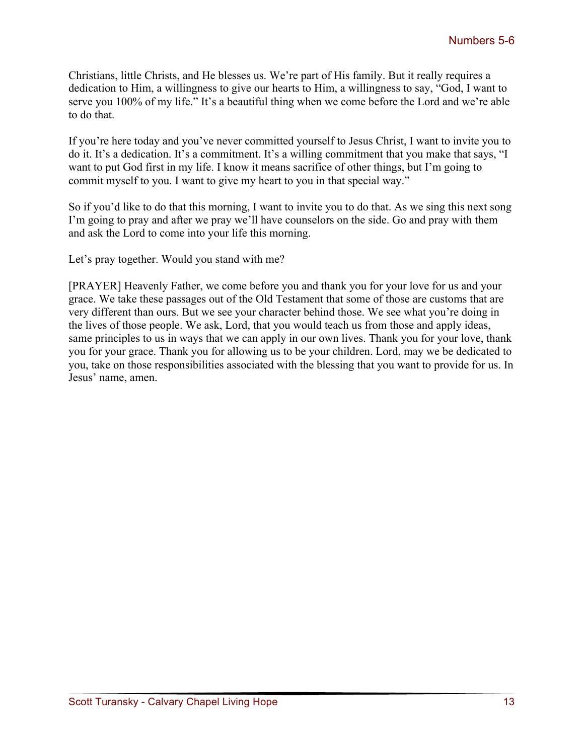Christians, little Christs, and He blesses us. We're part of His family. But it really requires a dedication to Him, a willingness to give our hearts to Him, a willingness to say, "God, I want to serve you 100% of my life." It's a beautiful thing when we come before the Lord and we're able to do that.

If you're here today and you've never committed yourself to Jesus Christ, I want to invite you to do it. It's a dedication. It's a commitment. It's a willing commitment that you make that says, "I want to put God first in my life. I know it means sacrifice of other things, but I'm going to commit myself to you. I want to give my heart to you in that special way."

So if you'd like to do that this morning, I want to invite you to do that. As we sing this next song I'm going to pray and after we pray we'll have counselors on the side. Go and pray with them and ask the Lord to come into your life this morning.

Let's pray together. Would you stand with me?

[PRAYER] Heavenly Father, we come before you and thank you for your love for us and your grace. We take these passages out of the Old Testament that some of those are customs that are very different than ours. But we see your character behind those. We see what you're doing in the lives of those people. We ask, Lord, that you would teach us from those and apply ideas, same principles to us in ways that we can apply in our own lives. Thank you for your love, thank you for your grace. Thank you for allowing us to be your children. Lord, may we be dedicated to you, take on those responsibilities associated with the blessing that you want to provide for us. In Jesus' name, amen.